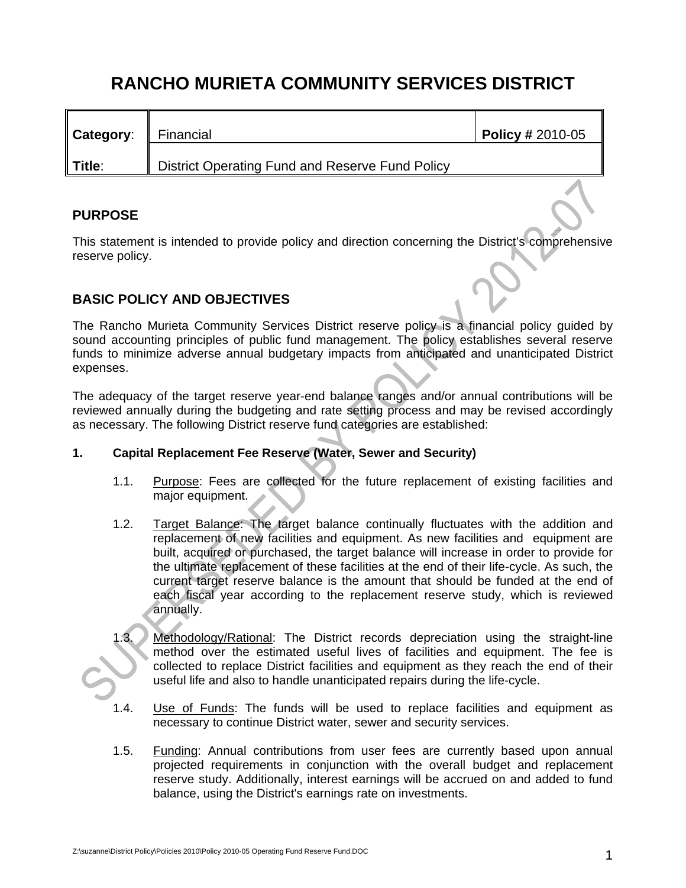// RANCHO MURIETA COMMUNITY SERVICES DISTRICT

| **Category**: | Financial | **Policy #** 2010-05 |
|---|---|---|
| **Title**: | District Operating Fund and Reserve Fund Policy | |

SUPERSEDED BY POLICY 2012-07

## PURPOSE

This statement is intended to provide policy and direction concerning the District's comprehensive reserve policy.

## BASIC POLICY AND OBJECTIVES

The Rancho Murieta Community Services District reserve policy is a financial policy guided by sound accounting principles of public fund management. The policy establishes several reserve funds to minimize adverse annual budgetary impacts from anticipated and unanticipated District expenses.

The adequacy of the target reserve year-end balance ranges and/or annual contributions will be reviewed annually during the budgeting and rate setting process and may be revised accordingly as necessary. The following District reserve fund categories are established:

**1. Capital Replacement Fee Reserve (Water, Sewer and Security)**

1.1. Purpose: Fees are collected for the future replacement of existing facilities and major equipment.

1.2. Target Balance: The target balance continually fluctuates with the addition and replacement of new facilities and equipment. As new facilities and equipment are built, acquired or purchased, the target balance will increase in order to provide for the ultimate replacement of these facilities at the end of their life-cycle. As such, the current target reserve balance is the amount that should be funded at the end of each fiscal year according to the replacement reserve study, which is reviewed annually.

1.3. Methodology/Rational: The District records depreciation using the straight-line method over the estimated useful lives of facilities and equipment. The fee is collected to replace District facilities and equipment as they reach the end of their useful life and also to handle unanticipated repairs during the life-cycle.

1.4. Use of Funds: The funds will be used to replace facilities and equipment as necessary to continue District water, sewer and security services.

1.5. Funding: Annual contributions from user fees are currently based upon annual projected requirements in conjunction with the overall budget and replacement reserve study. Additionally, interest earnings will be accrued on and added to fund balance, using the District's earnings rate on investments.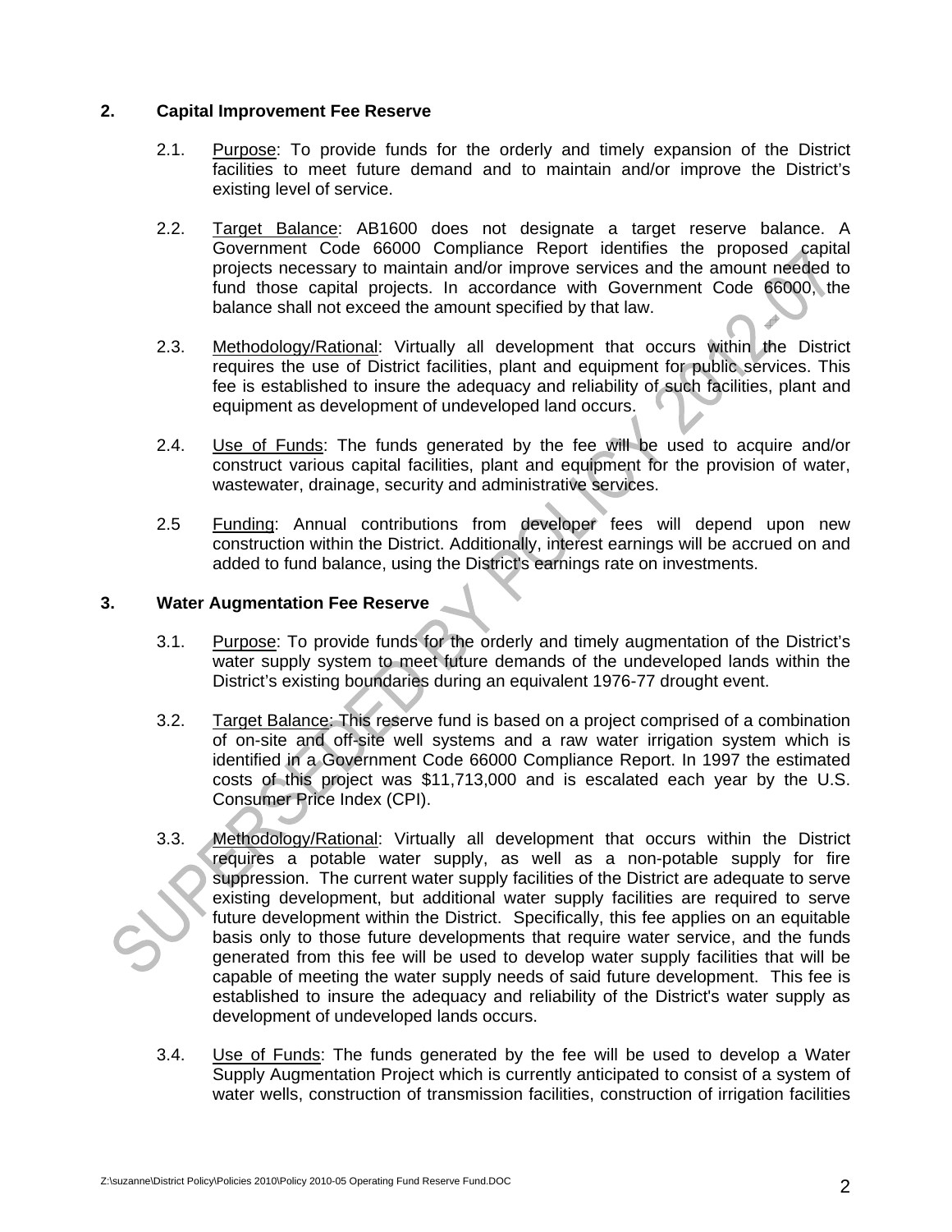## 2. Capital Improvement Fee Reserve

2.1. Purpose: To provide funds for the orderly and timely expansion of the District facilities to meet future demand and to maintain and/or improve the District's existing level of service.

2.2. Target Balance: AB1600 does not designate a target reserve balance. A Government Code 66000 Compliance Report identifies the proposed capital projects necessary to maintain and/or improve services and the amount needed to fund those capital projects. In accordance with Government Code 66000, the balance shall not exceed the amount specified by that law.

2.3. Methodology/Rational: Virtually all development that occurs within the District requires the use of District facilities, plant and equipment for public services. This fee is established to insure the adequacy and reliability of such facilities, plant and equipment as development of undeveloped land occurs.

2.4. Use of Funds: The funds generated by the fee will be used to acquire and/or construct various capital facilities, plant and equipment for the provision of water, wastewater, drainage, security and administrative services.

2.5 Funding: Annual contributions from developer fees will depend upon new construction within the District. Additionally, interest earnings will be accrued on and added to fund balance, using the District's earnings rate on investments.

## 3. Water Augmentation Fee Reserve

3.1. Purpose: To provide funds for the orderly and timely augmentation of the District's water supply system to meet future demands of the undeveloped lands within the District's existing boundaries during an equivalent 1976-77 drought event.

3.2. Target Balance: This reserve fund is based on a project comprised of a combination of on-site and off-site well systems and a raw water irrigation system which is identified in a Government Code 66000 Compliance Report. In 1997 the estimated costs of this project was $11,713,000 and is escalated each year by the U.S. Consumer Price Index (CPI).

3.3. Methodology/Rational: Virtually all development that occurs within the District requires a potable water supply, as well as a non-potable supply for fire suppression. The current water supply facilities of the District are adequate to serve existing development, but additional water supply facilities are required to serve future development within the District. Specifically, this fee applies on an equitable basis only to those future developments that require water service, and the funds generated from this fee will be used to develop water supply facilities that will be capable of meeting the water supply needs of said future development. This fee is established to insure the adequacy and reliability of the District's water supply as development of undeveloped lands occurs.

3.4. Use of Funds: The funds generated by the fee will be used to develop a Water Supply Augmentation Project which is currently anticipated to consist of a system of water wells, construction of transmission facilities, construction of irrigation facilities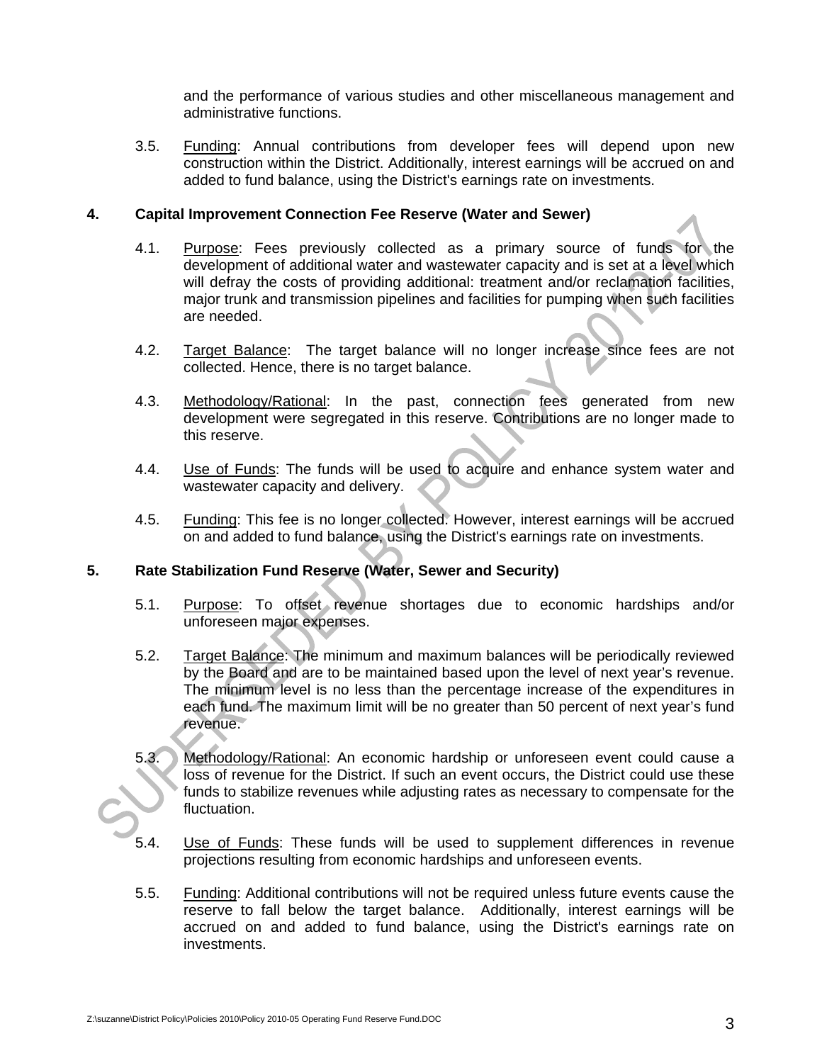and the performance of various studies and other miscellaneous management and administrative functions.

3.5. Funding: Annual contributions from developer fees will depend upon new construction within the District. Additionally, interest earnings will be accrued on and added to fund balance, using the District's earnings rate on investments.

## 4. Capital Improvement Connection Fee Reserve (Water and Sewer)

4.1. Purpose: Fees previously collected as a primary source of funds for the development of additional water and wastewater capacity and is set at a level which will defray the costs of providing additional: treatment and/or reclamation facilities, major trunk and transmission pipelines and facilities for pumping when such facilities are needed.

4.2. Target Balance: The target balance will no longer increase since fees are not collected. Hence, there is no target balance.

4.3. Methodology/Rational: In the past, connection fees generated from new development were segregated in this reserve. Contributions are no longer made to this reserve.

4.4. Use of Funds: The funds will be used to acquire and enhance system water and wastewater capacity and delivery.

4.5. Funding: This fee is no longer collected. However, interest earnings will be accrued on and added to fund balance, using the District's earnings rate on investments.

## 5. Rate Stabilization Fund Reserve (Water, Sewer and Security)

5.1. Purpose: To offset revenue shortages due to economic hardships and/or unforeseen major expenses.

5.2. Target Balance: The minimum and maximum balances will be periodically reviewed by the Board and are to be maintained based upon the level of next year's revenue. The minimum level is no less than the percentage increase of the expenditures in each fund. The maximum limit will be no greater than 50 percent of next year's fund revenue.

5.3. Methodology/Rational: An economic hardship or unforeseen event could cause a loss of revenue for the District. If such an event occurs, the District could use these funds to stabilize revenues while adjusting rates as necessary to compensate for the fluctuation.

5.4. Use of Funds: These funds will be used to supplement differences in revenue projections resulting from economic hardships and unforeseen events.

5.5. Funding: Additional contributions will not be required unless future events cause the reserve to fall below the target balance. Additionally, interest earnings will be accrued on and added to fund balance, using the District's earnings rate on investments.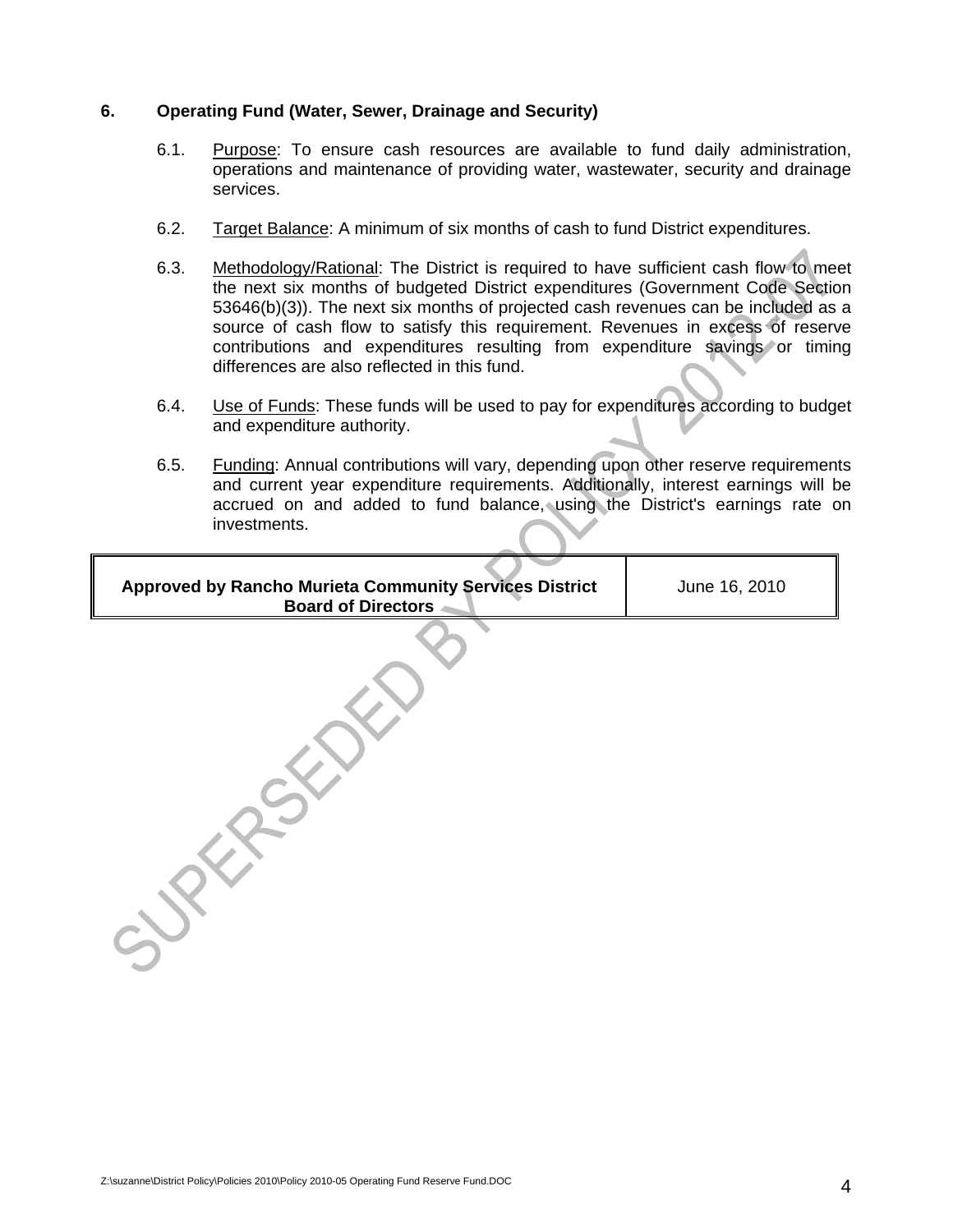### 6. Operating Fund (Water, Sewer, Drainage and Security)

6.1. Purpose: To ensure cash resources are available to fund daily administration, operations and maintenance of providing water, wastewater, security and drainage services.

6.2. Target Balance: A minimum of six months of cash to fund District expenditures.

6.3. Methodology/Rational: The District is required to have sufficient cash flow to meet the next six months of budgeted District expenditures (Government Code Section 53646(b)(3)). The next six months of projected cash revenues can be included as a source of cash flow to satisfy this requirement. Revenues in excess of reserve contributions and expenditures resulting from expenditure savings or timing differences are also reflected in this fund.

6.4. Use of Funds: These funds will be used to pay for expenditures according to budget and expenditure authority.

6.5. Funding: Annual contributions will vary, depending upon other reserve requirements and current year expenditure requirements. Additionally, interest earnings will be accrued on and added to fund balance, using the District's earnings rate on investments.

| | |
|---|---|
| **Approved by Rancho Murieta Community Services District Board of Directors** | June 16, 2010 |

SUPERSEDED BY POLICY 2012-07

Z:\suzanne\District Policy\Policies 2010\Policy 2010-05 Operating Fund Reserve Fund.DOC